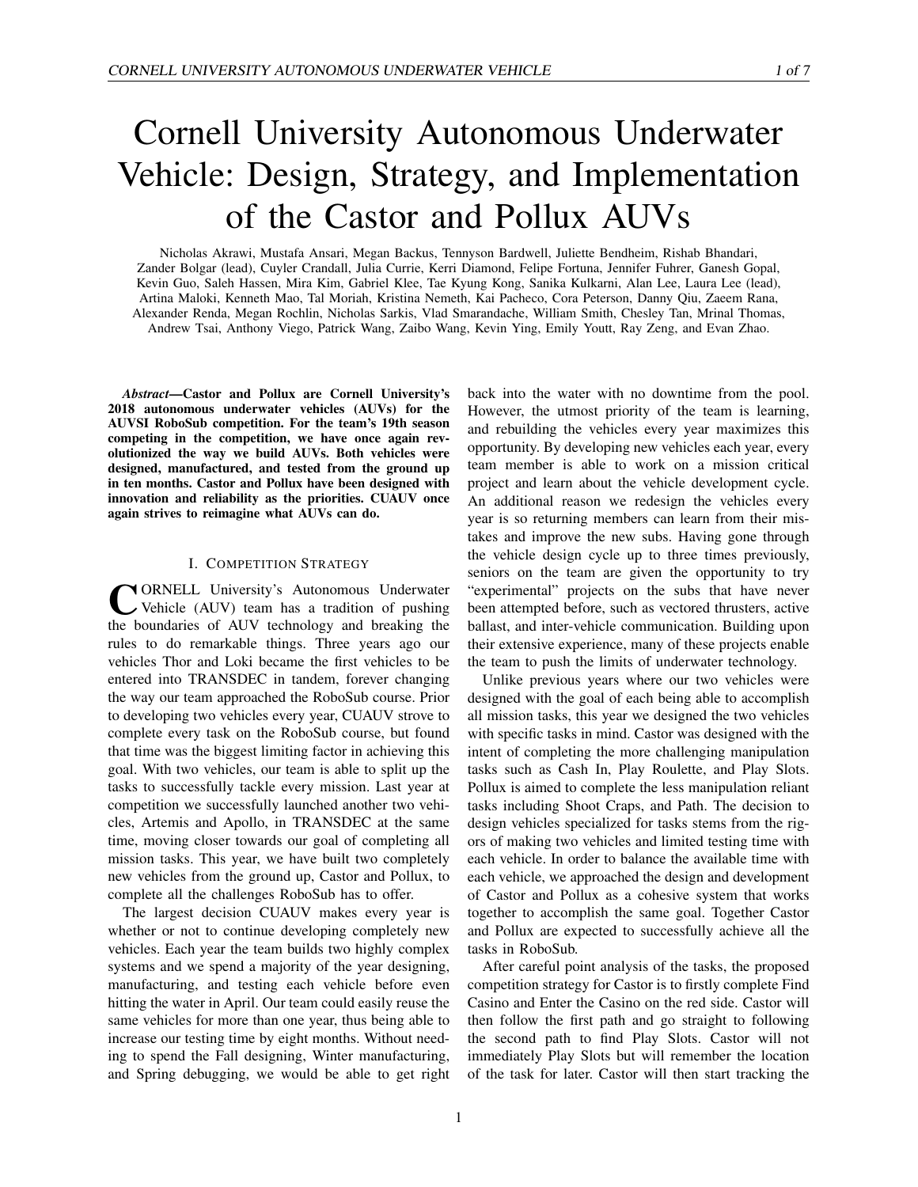# Cornell University Autonomous Underwater Vehicle: Design, Strategy, and Implementation of the Castor and Pollux AUVs

Nicholas Akrawi, Mustafa Ansari, Megan Backus, Tennyson Bardwell, Juliette Bendheim, Rishab Bhandari, Zander Bolgar (lead), Cuyler Crandall, Julia Currie, Kerri Diamond, Felipe Fortuna, Jennifer Fuhrer, Ganesh Gopal, Kevin Guo, Saleh Hassen, Mira Kim, Gabriel Klee, Tae Kyung Kong, Sanika Kulkarni, Alan Lee, Laura Lee (lead), Artina Maloki, Kenneth Mao, Tal Moriah, Kristina Nemeth, Kai Pacheco, Cora Peterson, Danny Qiu, Zaeem Rana, Alexander Renda, Megan Rochlin, Nicholas Sarkis, Vlad Smarandache, William Smith, Chesley Tan, Mrinal Thomas, Andrew Tsai, Anthony Viego, Patrick Wang, Zaibo Wang, Kevin Ying, Emily Youtt, Ray Zeng, and Evan Zhao.

***Abstract*—Castor and Pollux are Cornell University's 2018 autonomous underwater vehicles (AUVs) for the AUVSI RoboSub competition. For the team's 19th season competing in the competition, we have once again revolutionized the way we build AUVs. Both vehicles were designed, manufactured, and tested from the ground up in ten months. Castor and Pollux have been designed with innovation and reliability as the priorities. CUAUV once again strives to reimagine what AUVs can do.**

## I. Competition Strategy

Cornell University's Autonomous Underwater Vehicle (AUV) team has a tradition of pushing the boundaries of AUV technology and breaking the rules to do remarkable things. Three years ago our vehicles Thor and Loki became the first vehicles to be entered into TRANSDEC in tandem, forever changing the way our team approached the RoboSub course. Prior to developing two vehicles every year, CUAUV strove to complete every task on the RoboSub course, but found that time was the biggest limiting factor in achieving this goal. With two vehicles, our team is able to split up the tasks to successfully tackle every mission. Last year at competition we successfully launched another two vehicles, Artemis and Apollo, in TRANSDEC at the same time, moving closer towards our goal of completing all mission tasks. This year, we have built two completely new vehicles from the ground up, Castor and Pollux, to complete all the challenges RoboSub has to offer.

The largest decision CUAUV makes every year is whether or not to continue developing completely new vehicles. Each year the team builds two highly complex systems and we spend a majority of the year designing, manufacturing, and testing each vehicle before even hitting the water in April. Our team could easily reuse the same vehicles for more than one year, thus being able to increase our testing time by eight months. Without needing to spend the Fall designing, Winter manufacturing, and Spring debugging, we would be able to get right back into the water with no downtime from the pool. However, the utmost priority of the team is learning, and rebuilding the vehicles every year maximizes this opportunity. By developing new vehicles each year, every team member is able to work on a mission critical project and learn about the vehicle development cycle. An additional reason we redesign the vehicles every year is so returning members can learn from their mistakes and improve the new subs. Having gone through the vehicle design cycle up to three times previously, seniors on the team are given the opportunity to try "experimental" projects on the subs that have never been attempted before, such as vectored thrusters, active ballast, and inter-vehicle communication. Building upon their extensive experience, many of these projects enable the team to push the limits of underwater technology.

Unlike previous years where our two vehicles were designed with the goal of each being able to accomplish all mission tasks, this year we designed the two vehicles with specific tasks in mind. Castor was designed with the intent of completing the more challenging manipulation tasks such as Cash In, Play Roulette, and Play Slots. Pollux is aimed to complete the less manipulation reliant tasks including Shoot Craps, and Path. The decision to design vehicles specialized for tasks stems from the rigors of making two vehicles and limited testing time with each vehicle. In order to balance the available time with each vehicle, we approached the design and development of Castor and Pollux as a cohesive system that works together to accomplish the same goal. Together Castor and Pollux are expected to successfully achieve all the tasks in RoboSub.

After careful point analysis of the tasks, the proposed competition strategy for Castor is to firstly complete Find Casino and Enter the Casino on the red side. Castor will then follow the first path and go straight to following the second path to find Play Slots. Castor will not immediately Play Slots but will remember the location of the task for later. Castor will then start tracking the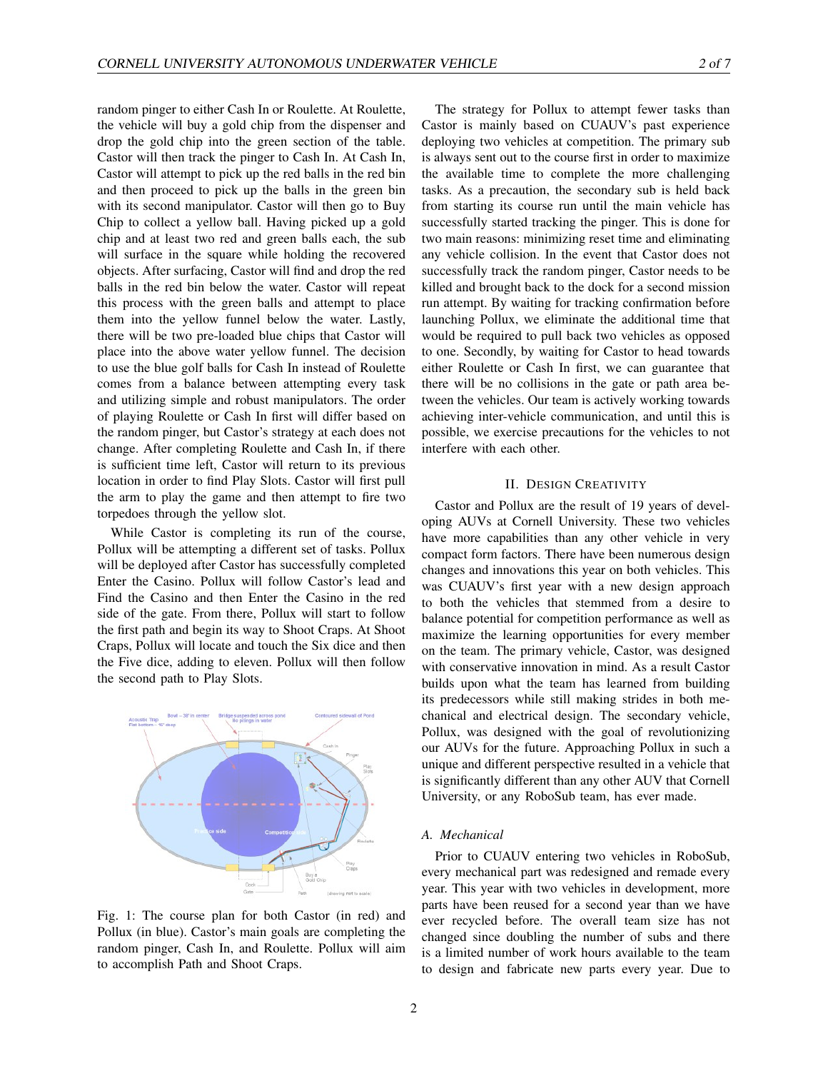random pinger to either Cash In or Roulette. At Roulette, the vehicle will buy a gold chip from the dispenser and drop the gold chip into the green section of the table. Castor will then track the pinger to Cash In. At Cash In, Castor will attempt to pick up the red balls in the red bin and then proceed to pick up the balls in the green bin with its second manipulator. Castor will then go to Buy Chip to collect a yellow ball. Having picked up a gold chip and at least two red and green balls each, the sub will surface in the square while holding the recovered objects. After surfacing, Castor will find and drop the red balls in the red bin below the water. Castor will repeat this process with the green balls and attempt to place them into the yellow funnel below the water. Lastly, there will be two pre-loaded blue chips that Castor will place into the above water yellow funnel. The decision to use the blue golf balls for Cash In instead of Roulette comes from a balance between attempting every task and utilizing simple and robust manipulators. The order of playing Roulette or Cash In first will differ based on the random pinger, but Castor's strategy at each does not change. After completing Roulette and Cash In, if there is sufficient time left, Castor will return to its previous location in order to find Play Slots. Castor will first pull the arm to play the game and then attempt to fire two torpedoes through the yellow slot.

While Castor is completing its run of the course, Pollux will be attempting a different set of tasks. Pollux will be deployed after Castor has successfully completed Enter the Casino. Pollux will follow Castor's lead and Find the Casino and then Enter the Casino in the red side of the gate. From there, Pollux will start to follow the first path and begin its way to Shoot Craps. At Shoot Craps, Pollux will locate and touch the Six dice and then the Five dice, adding to eleven. Pollux will then follow the second path to Play Slots.

Fig. 1: The course plan for both Castor (in red) and Pollux (in blue). Castor's main goals are completing the random pinger, Cash In, and Roulette. Pollux will aim to accomplish Path and Shoot Craps.

The strategy for Pollux to attempt fewer tasks than Castor is mainly based on CUAUV's past experience deploying two vehicles at competition. The primary sub is always sent out to the course first in order to maximize the available time to complete the more challenging tasks. As a precaution, the secondary sub is held back from starting its course run until the main vehicle has successfully started tracking the pinger. This is done for two main reasons: minimizing reset time and eliminating any vehicle collision. In the event that Castor does not successfully track the random pinger, Castor needs to be killed and brought back to the dock for a second mission run attempt. By waiting for tracking confirmation before launching Pollux, we eliminate the additional time that would be required to pull back two vehicles as opposed to one. Secondly, by waiting for Castor to head towards either Roulette or Cash In first, we can guarantee that there will be no collisions in the gate or path area between the vehicles. Our team is actively working towards achieving inter-vehicle communication, and until this is possible, we exercise precautions for the vehicles to not interfere with each other.

## II. Design Creativity

Castor and Pollux are the result of 19 years of developing AUVs at Cornell University. These two vehicles have more capabilities than any other vehicle in very compact form factors. There have been numerous design changes and innovations this year on both vehicles. This was CUAUV's first year with a new design approach to both the vehicles that stemmed from a desire to balance potential for competition performance as well as maximize the learning opportunities for every member on the team. The primary vehicle, Castor, was designed with conservative innovation in mind. As a result Castor builds upon what the team has learned from building its predecessors while still making strides in both mechanical and electrical design. The secondary vehicle, Pollux, was designed with the goal of revolutionizing our AUVs for the future. Approaching Pollux in such a unique and different perspective resulted in a vehicle that is significantly different than any other AUV that Cornell University, or any RoboSub team, has ever made.

### *A. Mechanical*

Prior to CUAUV entering two vehicles in RoboSub, every mechanical part was redesigned and remade every year. This year with two vehicles in development, more parts have been reused for a second year than we have ever recycled before. The overall team size has not changed since doubling the number of subs and there is a limited number of work hours available to the team to design and fabricate new parts every year. Due to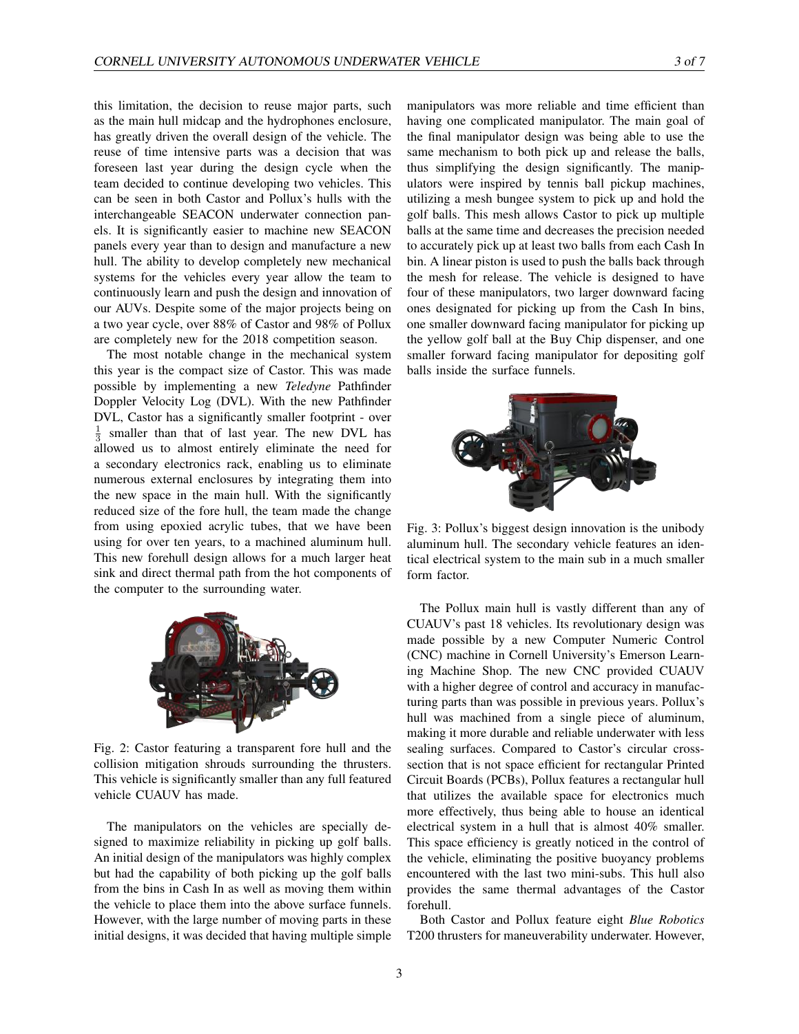this limitation, the decision to reuse major parts, such as the main hull midcap and the hydrophones enclosure, has greatly driven the overall design of the vehicle. The reuse of time intensive parts was a decision that was foreseen last year during the design cycle when the team decided to continue developing two vehicles. This can be seen in both Castor and Pollux's hulls with the interchangeable SEACON underwater connection panels. It is significantly easier to machine new SEACON panels every year than to design and manufacture a new hull. The ability to develop completely new mechanical systems for the vehicles every year allow the team to continuously learn and push the design and innovation of our AUVs. Despite some of the major projects being on a two year cycle, over 88% of Castor and 98% of Pollux are completely new for the 2018 competition season.

The most notable change in the mechanical system this year is the compact size of Castor. This was made possible by implementing a new *Teledyne* Pathfinder Doppler Velocity Log (DVL). With the new Pathfinder DVL, Castor has a significantly smaller footprint - over $\frac{1}{3}$ smaller than that of last year. The new DVL has allowed us to almost entirely eliminate the need for a secondary electronics rack, enabling us to eliminate numerous external enclosures by integrating them into the new space in the main hull. With the significantly reduced size of the fore hull, the team made the change from using epoxied acrylic tubes, that we have been using for over ten years, to a machined aluminum hull. This new forehull design allows for a much larger heat sink and direct thermal path from the hot components of the computer to the surrounding water.

Fig. 2: Castor featuring a transparent fore hull and the collision mitigation shrouds surrounding the thrusters. This vehicle is significantly smaller than any full featured vehicle CUAUV has made.

The manipulators on the vehicles are specially designed to maximize reliability in picking up golf balls. An initial design of the manipulators was highly complex but had the capability of both picking up the golf balls from the bins in Cash In as well as moving them within the vehicle to place them into the above surface funnels. However, with the large number of moving parts in these initial designs, it was decided that having multiple simple manipulators was more reliable and time efficient than having one complicated manipulator. The main goal of the final manipulator design was being able to use the same mechanism to both pick up and release the balls, thus simplifying the design significantly. The manipulators were inspired by tennis ball pickup machines, utilizing a mesh bungee system to pick up and hold the golf balls. This mesh allows Castor to pick up multiple balls at the same time and decreases the precision needed to accurately pick up at least two balls from each Cash In bin. A linear piston is used to push the balls back through the mesh for release. The vehicle is designed to have four of these manipulators, two larger downward facing ones designated for picking up from the Cash In bins, one smaller downward facing manipulator for picking up the yellow golf ball at the Buy Chip dispenser, and one smaller forward facing manipulator for depositing golf balls inside the surface funnels.

Fig. 3: Pollux's biggest design innovation is the unibody aluminum hull. The secondary vehicle features an identical electrical system to the main sub in a much smaller form factor.

The Pollux main hull is vastly different than any of CUAUV's past 18 vehicles. Its revolutionary design was made possible by a new Computer Numeric Control (CNC) machine in Cornell University's Emerson Learning Machine Shop. The new CNC provided CUAUV with a higher degree of control and accuracy in manufacturing parts than was possible in previous years. Pollux's hull was machined from a single piece of aluminum, making it more durable and reliable underwater with less sealing surfaces. Compared to Castor's circular cross-section that is not space efficient for rectangular Printed Circuit Boards (PCBs), Pollux features a rectangular hull that utilizes the available space for electronics much more effectively, thus being able to house an identical electrical system in a hull that is almost 40% smaller. This space efficiency is greatly noticed in the control of the vehicle, eliminating the positive buoyancy problems encountered with the last two mini-subs. This hull also provides the same thermal advantages of the Castor forehull.

Both Castor and Pollux feature eight *Blue Robotics* T200 thrusters for maneuverability underwater. However,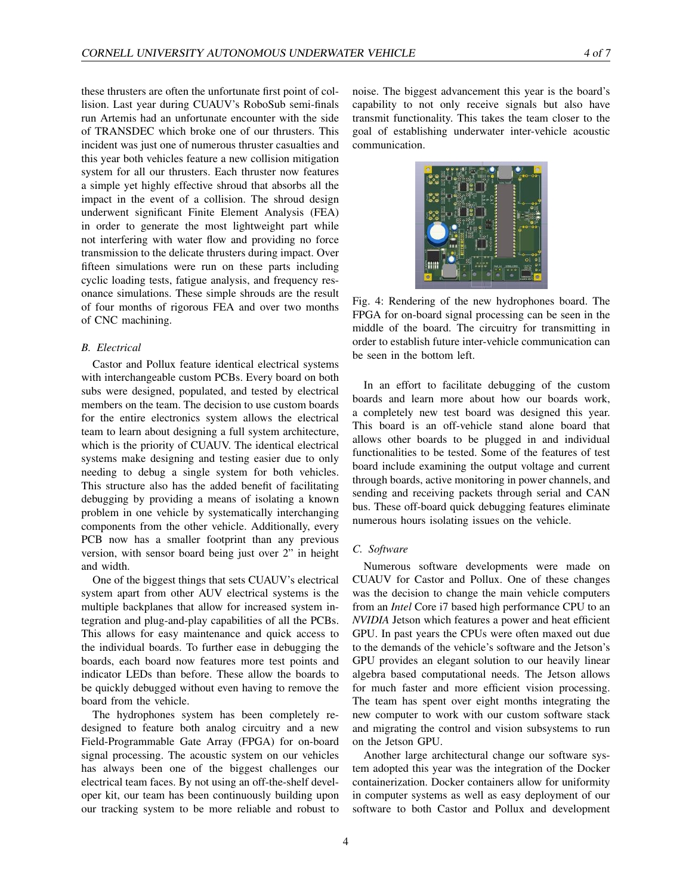these thrusters are often the unfortunate first point of collision. Last year during CUAUV's RoboSub semi-finals run Artemis had an unfortunate encounter with the side of TRANSDEC which broke one of our thrusters. This incident was just one of numerous thruster casualties and this year both vehicles feature a new collision mitigation system for all our thrusters. Each thruster now features a simple yet highly effective shroud that absorbs all the impact in the event of a collision. The shroud design underwent significant Finite Element Analysis (FEA) in order to generate the most lightweight part while not interfering with water flow and providing no force transmission to the delicate thrusters during impact. Over fifteen simulations were run on these parts including cyclic loading tests, fatigue analysis, and frequency resonance simulations. These simple shrouds are the result of four months of rigorous FEA and over two months of CNC machining.

### B. Electrical

Castor and Pollux feature identical electrical systems with interchangeable custom PCBs. Every board on both subs were designed, populated, and tested by electrical members on the team. The decision to use custom boards for the entire electronics system allows the electrical team to learn about designing a full system architecture, which is the priority of CUAUV. The identical electrical systems make designing and testing easier due to only needing to debug a single system for both vehicles. This structure also has the added benefit of facilitating debugging by providing a means of isolating a known problem in one vehicle by systematically interchanging components from the other vehicle. Additionally, every PCB now has a smaller footprint than any previous version, with sensor board being just over 2" in height and width.

One of the biggest things that sets CUAUV's electrical system apart from other AUV electrical systems is the multiple backplanes that allow for increased system integration and plug-and-play capabilities of all the PCBs. This allows for easy maintenance and quick access to the individual boards. To further ease in debugging the boards, each board now features more test points and indicator LEDs than before. These allow the boards to be quickly debugged without even having to remove the board from the vehicle.

The hydrophones system has been completely redesigned to feature both analog circuitry and a new Field-Programmable Gate Array (FPGA) for on-board signal processing. The acoustic system on our vehicles has always been one of the biggest challenges our electrical team faces. By not using an off-the-shelf developer kit, our team has been continuously building upon our tracking system to be more reliable and robust to noise. The biggest advancement this year is the board's capability to not only receive signals but also have transmit functionality. This takes the team closer to the goal of establishing underwater inter-vehicle acoustic communication.

Fig. 4: Rendering of the new hydrophones board. The FPGA for on-board signal processing can be seen in the middle of the board. The circuitry for transmitting in order to establish future inter-vehicle communication can be seen in the bottom left.

In an effort to facilitate debugging of the custom boards and learn more about how our boards work, a completely new test board was designed this year. This board is an off-vehicle stand alone board that allows other boards to be plugged in and individual functionalities to be tested. Some of the features of test board include examining the output voltage and current through boards, active monitoring in power channels, and sending and receiving packets through serial and CAN bus. These off-board quick debugging features eliminate numerous hours isolating issues on the vehicle.

### C. Software

Numerous software developments were made on CUAUV for Castor and Pollux. One of these changes was the decision to change the main vehicle computers from an *Intel* Core i7 based high performance CPU to an *NVIDIA* Jetson which features a power and heat efficient GPU. In past years the CPUs were often maxed out due to the demands of the vehicle's software and the Jetson's GPU provides an elegant solution to our heavily linear algebra based computational needs. The Jetson allows for much faster and more efficient vision processing. The team has spent over eight months integrating the new computer to work with our custom software stack and migrating the control and vision subsystems to run on the Jetson GPU.

Another large architectural change our software system adopted this year was the integration of the Docker containerization. Docker containers allow for uniformity in computer systems as well as easy deployment of our software to both Castor and Pollux and development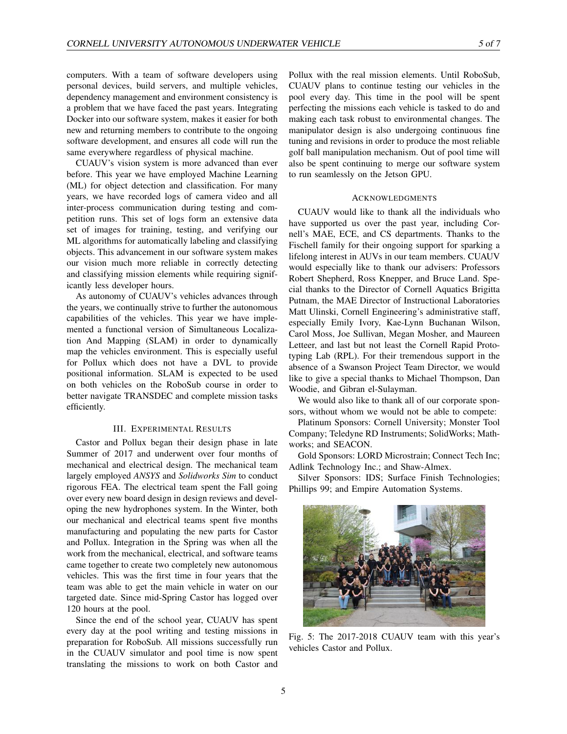computers. With a team of software developers using personal devices, build servers, and multiple vehicles, dependency management and environment consistency is a problem that we have faced the past years. Integrating Docker into our software system, makes it easier for both new and returning members to contribute to the ongoing software development, and ensures all code will run the same everywhere regardless of physical machine.

CUAUV's vision system is more advanced than ever before. This year we have employed Machine Learning (ML) for object detection and classification. For many years, we have recorded logs of camera video and all inter-process communication during testing and competition runs. This set of logs form an extensive data set of images for training, testing, and verifying our ML algorithms for automatically labeling and classifying objects. This advancement in our software system makes our vision much more reliable in correctly detecting and classifying mission elements while requiring significantly less developer hours.

As autonomy of CUAUV's vehicles advances through the years, we continually strive to further the autonomous capabilities of the vehicles. This year we have implemented a functional version of Simultaneous Localization And Mapping (SLAM) in order to dynamically map the vehicles environment. This is especially useful for Pollux which does not have a DVL to provide positional information. SLAM is expected to be used on both vehicles on the RoboSub course in order to better navigate TRANSDEC and complete mission tasks efficiently.

## III. Experimental Results

Castor and Pollux began their design phase in late Summer of 2017 and underwent over four months of mechanical and electrical design. The mechanical team largely employed *ANSYS* and *Solidworks Sim* to conduct rigorous FEA. The electrical team spent the Fall going over every new board design in design reviews and developing the new hydrophones system. In the Winter, both our mechanical and electrical teams spent five months manufacturing and populating the new parts for Castor and Pollux. Integration in the Spring was when all the work from the mechanical, electrical, and software teams came together to create two completely new autonomous vehicles. This was the first time in four years that the team was able to get the main vehicle in water on our targeted date. Since mid-Spring Castor has logged over 120 hours at the pool.

Since the end of the school year, CUAUV has spent every day at the pool writing and testing missions in preparation for RoboSub. All missions successfully run in the CUAUV simulator and pool time is now spent translating the missions to work on both Castor and Pollux with the real mission elements. Until RoboSub, CUAUV plans to continue testing our vehicles in the pool every day. This time in the pool will be spent perfecting the missions each vehicle is tasked to do and making each task robust to environmental changes. The manipulator design is also undergoing continuous fine tuning and revisions in order to produce the most reliable golf ball manipulation mechanism. Out of pool time will also be spent continuing to merge our software system to run seamlessly on the Jetson GPU.

## Acknowledgments

CUAUV would like to thank all the individuals who have supported us over the past year, including Cornell's MAE, ECE, and CS departments. Thanks to the Fischell family for their ongoing support for sparking a lifelong interest in AUVs in our team members. CUAUV would especially like to thank our advisers: Professors Robert Shepherd, Ross Knepper, and Bruce Land. Special thanks to the Director of Cornell Aquatics Brigitta Putnam, the MAE Director of Instructional Laboratories Matt Ulinski, Cornell Engineering's administrative staff, especially Emily Ivory, Kae-Lynn Buchanan Wilson, Carol Moss, Joe Sullivan, Megan Mosher, and Maureen Letteer, and last but not least the Cornell Rapid Prototyping Lab (RPL). For their tremendous support in the absence of a Swanson Project Team Director, we would like to give a special thanks to Michael Thompson, Dan Woodie, and Gibran el-Sulayman.

We would also like to thank all of our corporate sponsors, without whom we would not be able to compete:

Platinum Sponsors: Cornell University; Monster Tool Company; Teledyne RD Instruments; SolidWorks; Mathworks; and SEACON.

Gold Sponsors: LORD Microstrain; Connect Tech Inc; Adlink Technology Inc.; and Shaw-Almex.

Silver Sponsors: IDS; Surface Finish Technologies; Phillips 99; and Empire Automation Systems.

Fig. 5: The 2017-2018 CUAUV team with this year's vehicles Castor and Pollux.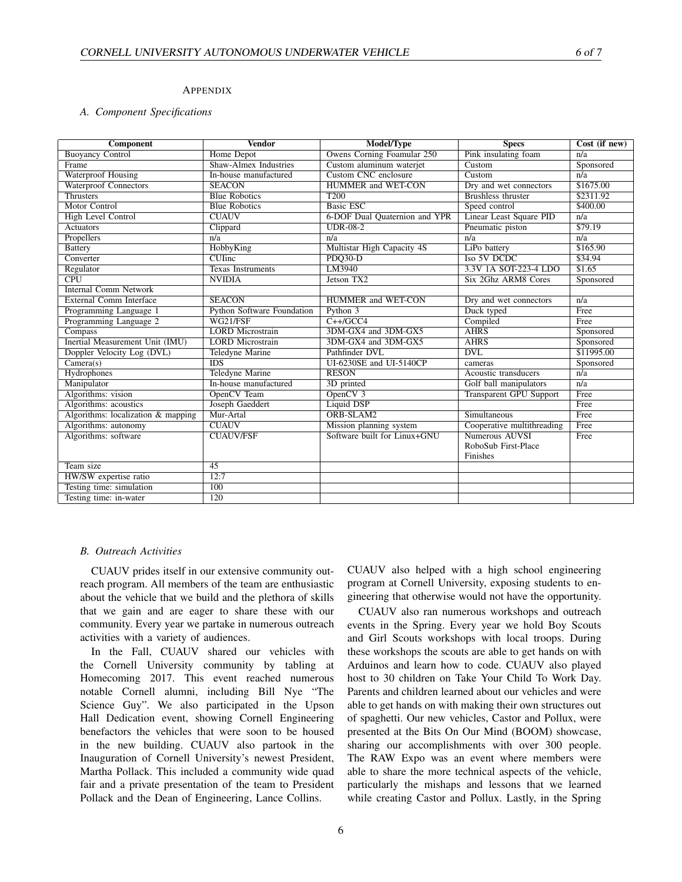## Appendix

### A. Component Specifications

| Component | Vendor | Model/Type | Specs | Cost (if new) |
|---|---|---|---|---|
| Buoyancy Control | Home Depot | Owens Corning Foamular 250 | Pink insulating foam | n/a |
| Frame | Shaw-Almex Industries | Custom aluminum waterjet | Custom | Sponsored |
| Waterproof Housing | In-house manufactured | Custom CNC enclosure | Custom | n/a |
| Waterproof Connectors | SEACON | HUMMER and WET-CON | Dry and wet connectors | \$1675.00 |
| Thrusters | Blue Robotics | T200 | Brushless thruster | \$2311.92 |
| Motor Control | Blue Robotics | Basic ESC | Speed control | \$400.00 |
| High Level Control | CUAUV | 6-DOF Dual Quaternion and YPR | Linear Least Square PID | n/a |
| Actuators | Clippard | UDR-08-2 | Pneumatic piston | \$79.19 |
| Propellers | n/a | n/a | n/a | n/a |
| Battery | HobbyKing | Multistar High Capacity 4S | LiPo battery | \$165.90 |
| Converter | CUIinc | PDQ30-D | Iso 5V DCDC | \$34.94 |
| Regulator | Texas Instruments | LM3940 | 3.3V 1A SOT-223-4 LDO | \$1.65 |
| CPU | NVIDIA | Jetson TX2 | Six 2Ghz ARM8 Cores | Sponsored |
| Internal Comm Network | | | | |
| External Comm Interface | SEACON | HUMMER and WET-CON | Dry and wet connectors | n/a |
| Programming Language 1 | Python Software Foundation | Python 3 | Duck typed | Free |
| Programming Language 2 | WG21/FSF | C++/GCC4 | Compiled | Free |
| Compass | LORD Microstrain | 3DM-GX4 and 3DM-GX5 | AHRS | Sponsored |
| Inertial Measurement Unit (IMU) | LORD Microstrain | 3DM-GX4 and 3DM-GX5 | AHRS | Sponsored |
| Doppler Velocity Log (DVL) | Teledyne Marine | Pathfinder DVL | DVL | \$11995.00 |
| Camera(s) | IDS | UI-6230SE and UI-5140CP | cameras | Sponsored |
| Hydrophones | Teledyne Marine | RESON | Acoustic transducers | n/a |
| Manipulator | In-house manufactured | 3D printed | Golf ball manipulators | n/a |
| Algorithms: vision | OpenCV Team | OpenCV 3 | Transparent GPU Support | Free |
| Algorithms: acoustics | Joseph Gaeddert | Liquid DSP | | Free |
| Algorithms: localization & mapping | Mur-Artal | ORB-SLAM2 | Simultaneous | Free |
| Algorithms: autonomy | CUAUV | Mission planning system | Cooperative multithreading | Free |
| Algorithms: software | CUAUV/FSF | Software built for Linux+GNU | Numerous AUVSI RoboSub First-Place Finishes | Free |
| Team size | 45 | | | |
| HW/SW expertise ratio | 12:7 | | | |
| Testing time: simulation | 100 | | | |
| Testing time: in-water | 120 | | | |

### B. Outreach Activities

CUAUV prides itself in our extensive community outreach program. All members of the team are enthusiastic about the vehicle that we build and the plethora of skills that we gain and are eager to share these with our community. Every year we partake in numerous outreach activities with a variety of audiences.

In the Fall, CUAUV shared our vehicles with the Cornell University community by tabling at Homecoming 2017. This event reached numerous notable Cornell alumni, including Bill Nye "The Science Guy". We also participated in the Upson Hall Dedication event, showing Cornell Engineering benefactors the vehicles that were soon to be housed in the new building. CUAUV also partook in the Inauguration of Cornell University's newest President, Martha Pollack. This included a community wide quad fair and a private presentation of the team to President Pollack and the Dean of Engineering, Lance Collins. CUAUV also helped with a high school engineering program at Cornell University, exposing students to engineering that otherwise would not have the opportunity.

CUAUV also ran numerous workshops and outreach events in the Spring. Every year we hold Boy Scouts and Girl Scouts workshops with local troops. During these workshops the scouts are able to get hands on with Arduinos and learn how to code. CUAUV also played host to 30 children on Take Your Child To Work Day. Parents and children learned about our vehicles and were able to get hands on with making their own structures out of spaghetti. Our new vehicles, Castor and Pollux, were presented at the Bits On Our Mind (BOOM) showcase, sharing our accomplishments with over 300 people. The RAW Expo was an event where members were able to share the more technical aspects of the vehicle, particularly the mishaps and lessons that we learned while creating Castor and Pollux. Lastly, in the Spring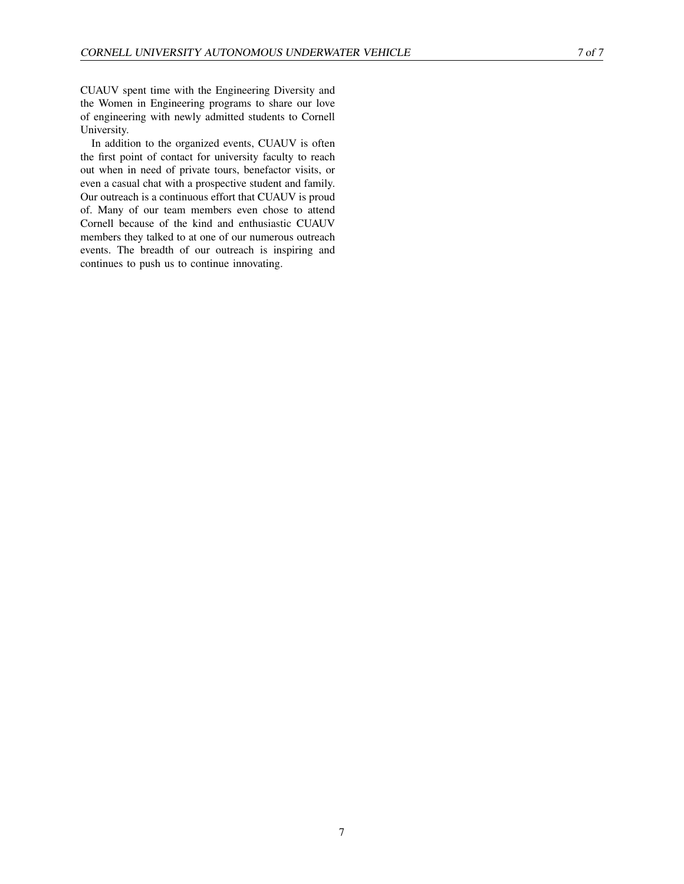CUAUV spent time with the Engineering Diversity and the Women in Engineering programs to share our love of engineering with newly admitted students to Cornell University.

In addition to the organized events, CUAUV is often the first point of contact for university faculty to reach out when in need of private tours, benefactor visits, or even a casual chat with a prospective student and family. Our outreach is a continuous effort that CUAUV is proud of. Many of our team members even chose to attend Cornell because of the kind and enthusiastic CUAUV members they talked to at one of our numerous outreach events. The breadth of our outreach is inspiring and continues to push us to continue innovating.